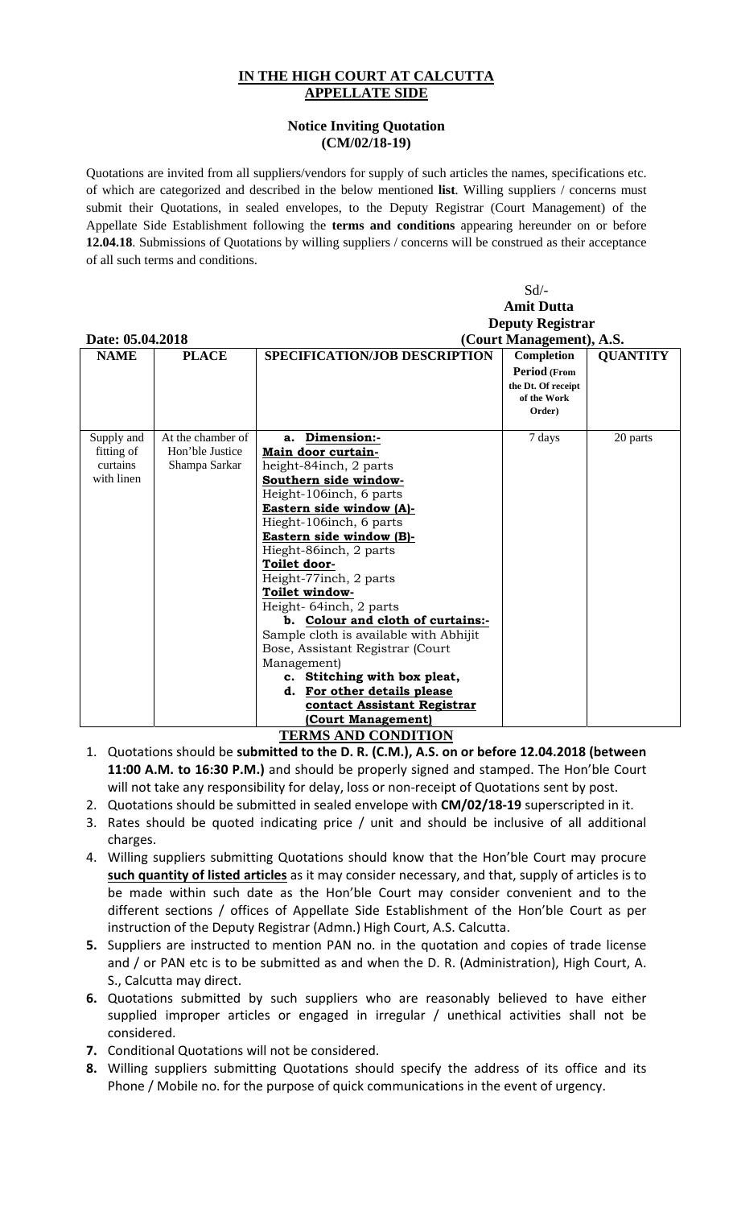# IN THE HIGH COURT AT CALCUTTA
## APPELLATE SIDE

### Notice Inviting Quotation
### (CM/02/18-19)

Quotations are invited from all suppliers/vendors for supply of such articles the names, specifications etc. of which are categorized and described in the below mentioned **list**. Willing suppliers / concerns must submit their Quotations, in sealed envelopes, to the Deputy Registrar (Court Management) of the Appellate Side Establishment following the **terms and conditions** appearing hereunder on or before **12.04.18**. Submissions of Quotations by willing suppliers / concerns will be construed as their acceptance of all such terms and conditions.

Sd/-
**Amit Dutta**
**Deputy Registrar**
**(Court Management), A.S.**

**Date: 05.04.2018**

| NAME | PLACE | SPECIFICATION/JOB DESCRIPTION | Completion Period (From the Dt. Of receipt of the Work Order) | QUANTITY |
|---|---|---|---|---|
| Supply and fitting of curtains with linen | At the chamber of Hon'ble Justice Shampa Sarkar | **a. Dimension:-**<br>**Main door curtain-**<br>height-84inch, 2 parts<br>**Southern side window-**<br>Height-106inch, 6 parts<br>**Eastern side window (A)-**<br>Hieght-106inch, 6 parts<br>**Eastern side window (B)-**<br>Hieght-86inch, 2 parts<br>**Toilet door-**<br>Height-77inch, 2 parts<br>**Toilet window-**<br>Height- 64inch, 2 parts<br>**b. Colour and cloth of curtains:-**<br>Sample cloth is available with Abhijit Bose, Assistant Registrar (Court Management)<br>**c. Stitching with box pleat,**<br>**d. For other details please contact Assistant Registrar (Court Management)** | 7 days | 20 parts |

**TERMS AND CONDITION**

1. Quotations should be **submitted to the D. R. (C.M.), A.S. on or before 12.04.2018 (between 11:00 A.M. to 16:30 P.M.)** and should be properly signed and stamped. The Hon'ble Court will not take any responsibility for delay, loss or non-receipt of Quotations sent by post.
2. Quotations should be submitted in sealed envelope with **CM/02/18-19** superscripted in it.
3. Rates should be quoted indicating price / unit and should be inclusive of all additional charges.
4. Willing suppliers submitting Quotations should know that the Hon'ble Court may procure **such quantity of listed articles** as it may consider necessary, and that, supply of articles is to be made within such date as the Hon'ble Court may consider convenient and to the different sections / offices of Appellate Side Establishment of the Hon'ble Court as per instruction of the Deputy Registrar (Admn.) High Court, A.S. Calcutta.
5. Suppliers are instructed to mention PAN no. in the quotation and copies of trade license and / or PAN etc is to be submitted as and when the D. R. (Administration), High Court, A. S., Calcutta may direct.
6. Quotations submitted by such suppliers who are reasonably believed to have either supplied improper articles or engaged in irregular / unethical activities shall not be considered.
7. Conditional Quotations will not be considered.
8. Willing suppliers submitting Quotations should specify the address of its office and its Phone / Mobile no. for the purpose of quick communications in the event of urgency.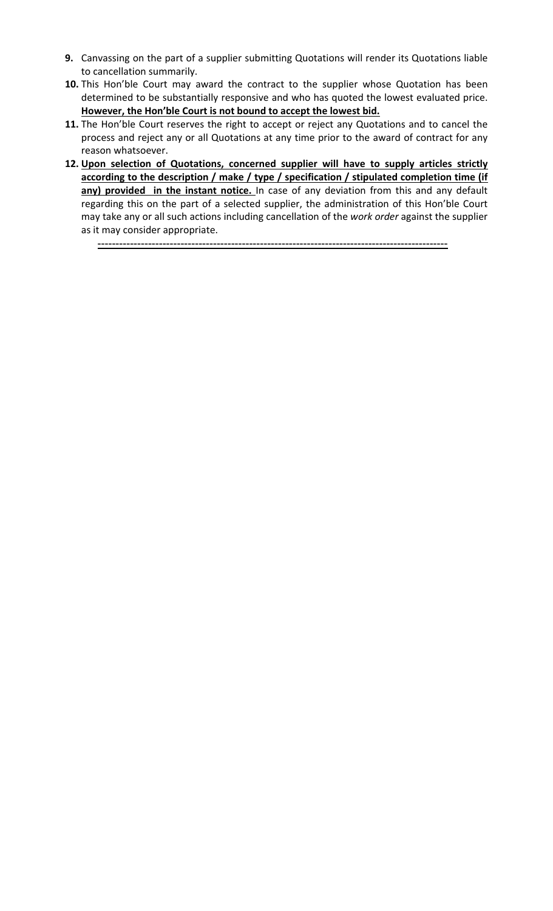**9.** Canvassing on the part of a supplier submitting Quotations will render its Quotations liable to cancellation summarily.

**10.** This Hon'ble Court may award the contract to the supplier whose Quotation has been determined to be substantially responsive and who has quoted the lowest evaluated price. **However, the Hon'ble Court is not bound to accept the lowest bid.**

**11.** The Hon'ble Court reserves the right to accept or reject any Quotations and to cancel the process and reject any or all Quotations at any time prior to the award of contract for any reason whatsoever.

**12.** **Upon selection of Quotations, concerned supplier will have to supply articles strictly according to the description / make / type / specification / stipulated completion time (if any) provided in the instant notice.** In case of any deviation from this and any default regarding this on the part of a selected supplier, the administration of this Hon'ble Court may take any or all such actions including cancellation of the *work order* against the supplier as it may consider appropriate.

---